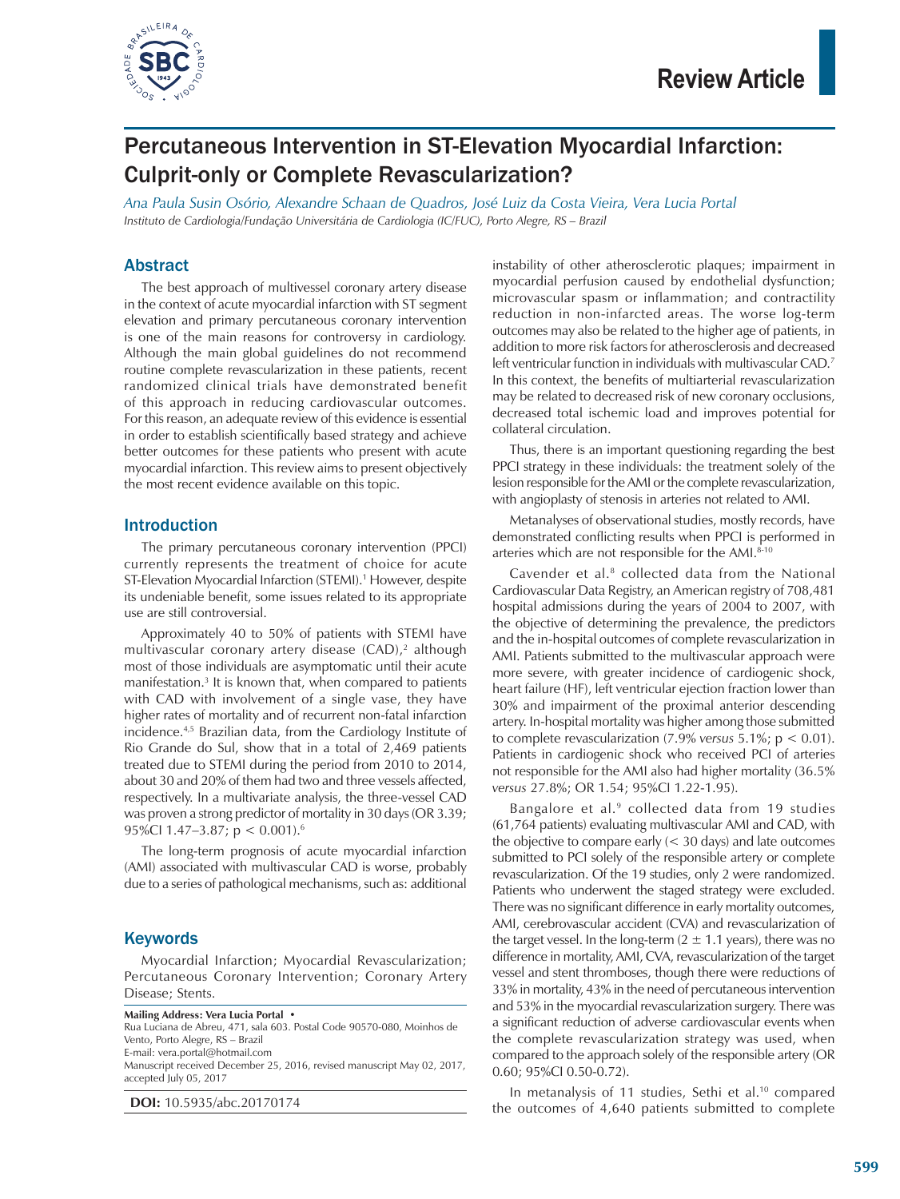Review Article

# Percutaneous Intervention in ST-Elevation Myocardial Infarction: Culprit-only or Complete Revascularization?

*Ana Paula Susin Osório, Alexandre Schaan de Quadros, José Luiz da Costa Vieira, Vera Lucia Portal*

*Instituto de Cardiologia/Fundação Universitária de Cardiologia (IC/FUC), Porto Alegre, RS – Brazil*

## Abstract

The best approach of multivessel coronary artery disease in the context of acute myocardial infarction with ST segment elevation and primary percutaneous coronary intervention is one of the main reasons for controversy in cardiology. Although the main global guidelines do not recommend routine complete revascularization in these patients, recent randomized clinical trials have demonstrated benefit of this approach in reducing cardiovascular outcomes. For this reason, an adequate review of this evidence is essential in order to establish scientifically based strategy and achieve better outcomes for these patients who present with acute myocardial infarction. This review aims to present objectively the most recent evidence available on this topic.

## Introduction

The primary percutaneous coronary intervention (PPCI) currently represents the treatment of choice for acute ST-Elevation Myocardial Infarction (STEMI).[1] However, despite its undeniable benefit, some issues related to its appropriate use are still controversial.

Approximately 40 to 50% of patients with STEMI have multivascular coronary artery disease (CAD),[2] although most of those individuals are asymptomatic until their acute manifestation.[3] It is known that, when compared to patients with CAD with involvement of a single vase, they have higher rates of mortality and of recurrent non-fatal infarction incidence.[4,5] Brazilian data, from the Cardiology Institute of Rio Grande do Sul, show that in a total of 2,469 patients treated due to STEMI during the period from 2010 to 2014, about 30 and 20% of them had two and three vessels affected, respectively. In a multivariate analysis, the three-vessel CAD was proven a strong predictor of mortality in 30 days (OR 3.39; 95%CI 1.47–3.87; $p < 0.001$).[6]

The long-term prognosis of acute myocardial infarction (AMI) associated with multivascular CAD is worse, probably due to a series of pathological mechanisms, such as: additional instability of other atherosclerotic plaques; impairment in myocardial perfusion caused by endothelial dysfunction; microvascular spasm or inflammation; and contractility reduction in non-infarcted areas. The worse log-term outcomes may also be related to the higher age of patients, in addition to more risk factors for atherosclerosis and decreased left ventricular function in individuals with multivascular CAD.[7] In this context, the benefits of multiarterial revascularization may be related to decreased risk of new coronary occlusions, decreased total ischemic load and improves potential for collateral circulation.

Thus, there is an important questioning regarding the best PPCI strategy in these individuals: the treatment solely of the lesion responsible for the AMI or the complete revascularization, with angioplasty of stenosis in arteries not related to AMI.

Metanalyses of observational studies, mostly records, have demonstrated conflicting results when PPCI is performed in arteries which are not responsible for the AMI.[8-10]

Cavender et al.[8] collected data from the National Cardiovascular Data Registry, an American registry of 708,481 hospital admissions during the years of 2004 to 2007, with the objective of determining the prevalence, the predictors and the in-hospital outcomes of complete revascularization in AMI. Patients submitted to the multivascular approach were more severe, with greater incidence of cardiogenic shock, heart failure (HF), left ventricular ejection fraction lower than 30% and impairment of the proximal anterior descending artery. In-hospital mortality was higher among those submitted to complete revascularization (7.9% *versus* 5.1%; $p < 0.01$). Patients in cardiogenic shock who received PCI of arteries not responsible for the AMI also had higher mortality (36.5% *versus* 27.8%; OR 1.54; 95%CI 1.22-1.95).

Bangalore et al.[9] collected data from 19 studies (61,764 patients) evaluating multivascular AMI and CAD, with the objective to compare early (< 30 days) and late outcomes submitted to PCI solely of the responsible artery or complete revascularization. Of the 19 studies, only 2 were randomized. Patients who underwent the staged strategy were excluded. There was no significant difference in early mortality outcomes, AMI, cerebrovascular accident (CVA) and revascularization of the target vessel. In the long-term ($2 \pm 1.1$ years), there was no difference in mortality, AMI, CVA, revascularization of the target vessel and stent thromboses, though there were reductions of 33% in mortality, 43% in the need of percutaneous intervention and 53% in the myocardial revascularization surgery. There was a significant reduction of adverse cardiovascular events when the complete revascularization strategy was used, when compared to the approach solely of the responsible artery (OR 0.60; 95%CI 0.50-0.72).

In metanalysis of 11 studies, Sethi et al.[10] compared the outcomes of 4,640 patients submitted to complete

## Keywords

Myocardial Infarction; Myocardial Revascularization; Percutaneous Coronary Intervention; Coronary Artery Disease; Stents.

**Mailing Address: Vera Lucia Portal •**
Rua Luciana de Abreu, 471, sala 603. Postal Code 90570-080, Moinhos de Vento, Porto Alegre, RS – Brazil
E-mail: vera.portal@hotmail.com
Manuscript received December 25, 2016, revised manuscript May 02, 2017, accepted July 05, 2017

**DOI:** 10.5935/abc.20170174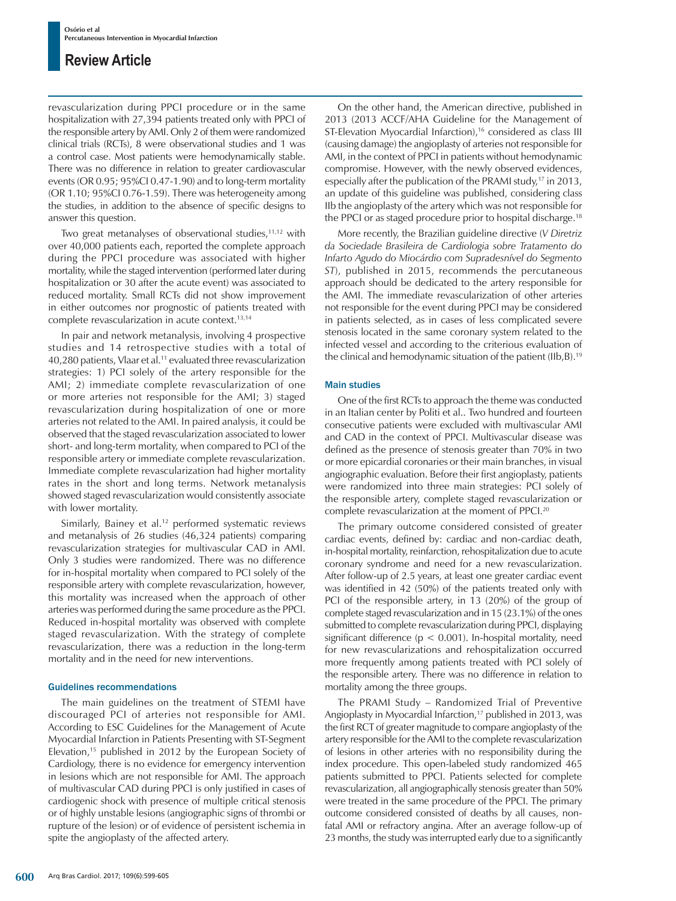revascularization during PPCI procedure or in the same hospitalization with 27,394 patients treated only with PPCI of the responsible artery by AMI. Only 2 of them were randomized clinical trials (RCTs), 8 were observational studies and 1 was a control case. Most patients were hemodynamically stable. There was no difference in relation to greater cardiovascular events (OR 0.95; 95%CI 0.47-1.90) and to long-term mortality (OR 1.10; 95%CI 0.76-1.59). There was heterogeneity among the studies, in addition to the absence of specific designs to answer this question.

Two great metanalyses of observational studies,[11,12] with over 40,000 patients each, reported the complete approach during the PPCI procedure was associated with higher mortality, while the staged intervention (performed later during hospitalization or 30 after the acute event) was associated to reduced mortality. Small RCTs did not show improvement in either outcomes nor prognostic of patients treated with complete revascularization in acute context.[13,14]

In pair and network metanalysis, involving 4 prospective studies and 14 retrospective studies with a total of 40,280 patients, Vlaar et al.[11] evaluated three revascularization strategies: 1) PCI solely of the artery responsible for the AMI; 2) immediate complete revascularization of one or more arteries not responsible for the AMI; 3) staged revascularization during hospitalization of one or more arteries not related to the AMI. In paired analysis, it could be observed that the staged revascularization associated to lower short- and long-term mortality, when compared to PCI of the responsible artery or immediate complete revascularization. Immediate complete revascularization had higher mortality rates in the short and long terms. Network metanalysis showed staged revascularization would consistently associate with lower mortality.

Similarly, Bainey et al.[12] performed systematic reviews and metanalysis of 26 studies (46,324 patients) comparing revascularization strategies for multivascular CAD in AMI. Only 3 studies were randomized. There was no difference for in-hospital mortality when compared to PCI solely of the responsible artery with complete revascularization, however, this mortality was increased when the approach of other arteries was performed during the same procedure as the PPCI. Reduced in-hospital mortality was observed with complete staged revascularization. With the strategy of complete revascularization, there was a reduction in the long-term mortality and in the need for new interventions.

### Guidelines recommendations

The main guidelines on the treatment of STEMI have discouraged PCI of arteries not responsible for AMI. According to ESC Guidelines for the Management of Acute Myocardial Infarction in Patients Presenting with ST-Segment Elevation,[15] published in 2012 by the European Society of Cardiology, there is no evidence for emergency intervention in lesions which are not responsible for AMI. The approach of multivascular CAD during PPCI is only justified in cases of cardiogenic shock with presence of multiple critical stenosis or of highly unstable lesions (angiographic signs of thrombi or rupture of the lesion) or of evidence of persistent ischemia in spite the angioplasty of the affected artery.

On the other hand, the American directive, published in 2013 (2013 ACCF/AHA Guideline for the Management of ST-Elevation Myocardial Infarction),[16] considered as class III (causing damage) the angioplasty of arteries not responsible for AMI, in the context of PPCI in patients without hemodynamic compromise. However, with the newly observed evidences, especially after the publication of the PRAMI study,[17] in 2013, an update of this guideline was published, considering class IIb the angioplasty of the artery which was not responsible for the PPCI or as staged procedure prior to hospital discharge.[18]

More recently, the Brazilian guideline directive (*V Diretriz da Sociedade Brasileira de Cardiologia sobre Tratamento do Infarto Agudo do Miocárdio com Supradesnível do Segmento ST*), published in 2015, recommends the percutaneous approach should be dedicated to the artery responsible for the AMI. The immediate revascularization of other arteries not responsible for the event during PPCI may be considered in patients selected, as in cases of less complicated severe stenosis located in the same coronary system related to the infected vessel and according to the criterious evaluation of the clinical and hemodynamic situation of the patient (IIb,B).[19]

### Main studies

One of the first RCTs to approach the theme was conducted in an Italian center by Politi et al.. Two hundred and fourteen consecutive patients were excluded with multivascular AMI and CAD in the context of PPCI. Multivascular disease was defined as the presence of stenosis greater than 70% in two or more epicardial coronaries or their main branches, in visual angiographic evaluation. Before their first angioplasty, patients were randomized into three main strategies: PCI solely of the responsible artery, complete staged revascularization or complete revascularization at the moment of PPCI.[20]

The primary outcome considered consisted of greater cardiac events, defined by: cardiac and non-cardiac death, in-hospital mortality, reinfarction, rehospitalization due to acute coronary syndrome and need for a new revascularization. After follow-up of 2.5 years, at least one greater cardiac event was identified in 42 (50%) of the patients treated only with PCI of the responsible artery, in 13 (20%) of the group of complete staged revascularization and in 15 (23.1%) of the ones submitted to complete revascularization during PPCI, displaying significant difference ($p < 0.001$). In-hospital mortality, need for new revascularizations and rehospitalization occurred more frequently among patients treated with PCI solely of the responsible artery. There was no difference in relation to mortality among the three groups.

The PRAMI Study – Randomized Trial of Preventive Angioplasty in Myocardial Infarction,[17] published in 2013, was the first RCT of greater magnitude to compare angioplasty of the artery responsible for the AMI to the complete revascularization of lesions in other arteries with no responsibility during the index procedure. This open-labeled study randomized 465 patients submitted to PPCI. Patients selected for complete revascularization, all angiographically stenosis greater than 50% were treated in the same procedure of the PPCI. The primary outcome considered consisted of deaths by all causes, non-fatal AMI or refractory angina. After an average follow-up of 23 months, the study was interrupted early due to a significantly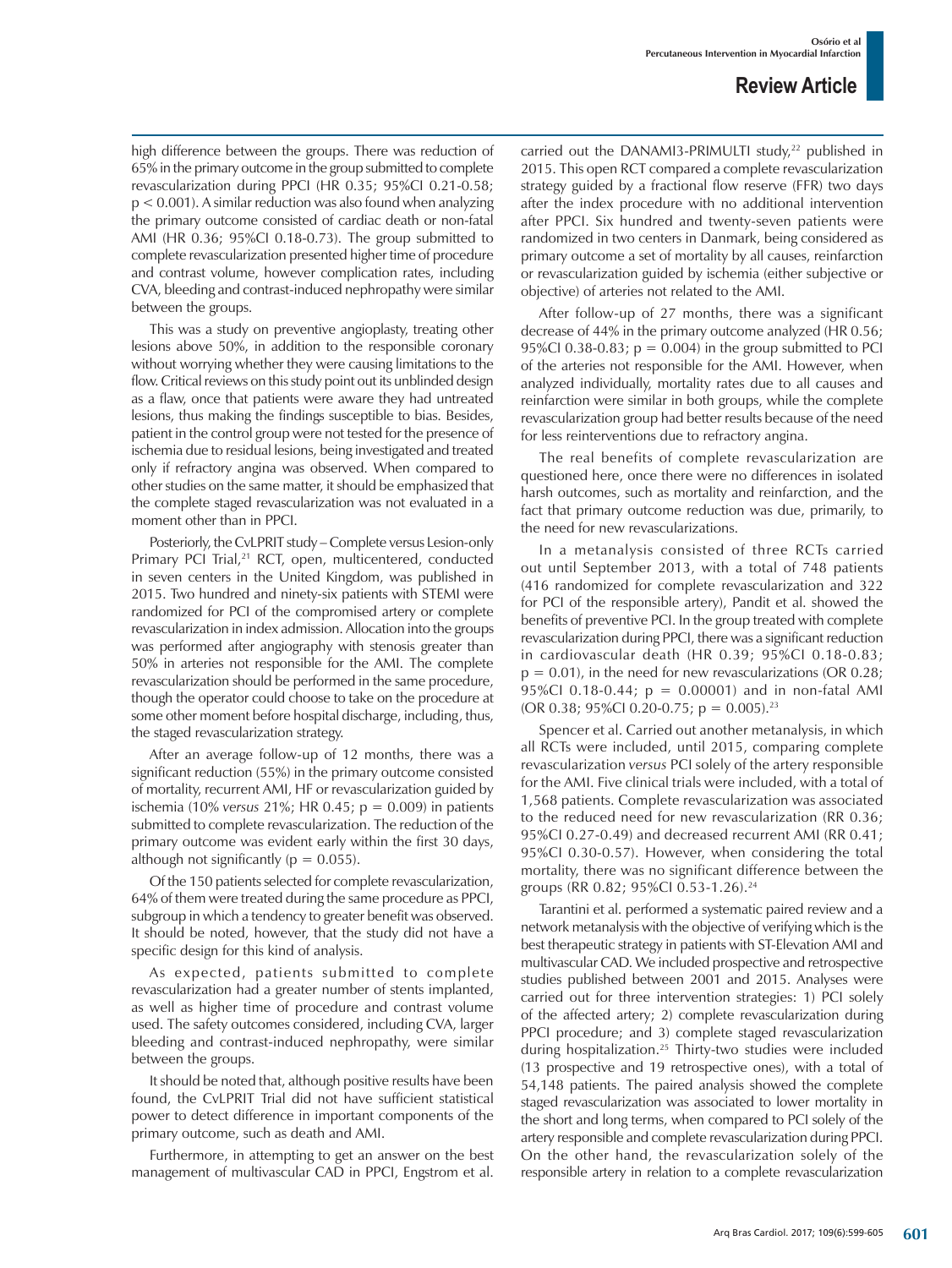high difference between the groups. There was reduction of 65% in the primary outcome in the group submitted to complete revascularization during PPCI (HR 0.35; 95%CI 0.21-0.58; p < 0.001). A similar reduction was also found when analyzing the primary outcome consisted of cardiac death or non-fatal AMI (HR 0.36; 95%CI 0.18-0.73). The group submitted to complete revascularization presented higher time of procedure and contrast volume, however complication rates, including CVA, bleeding and contrast-induced nephropathy were similar between the groups.

This was a study on preventive angioplasty, treating other lesions above 50%, in addition to the responsible coronary without worrying whether they were causing limitations to the flow. Critical reviews on this study point out its unblinded design as a flaw, once that patients were aware they had untreated lesions, thus making the findings susceptible to bias. Besides, patient in the control group were not tested for the presence of ischemia due to residual lesions, being investigated and treated only if refractory angina was observed. When compared to other studies on the same matter, it should be emphasized that the complete staged revascularization was not evaluated in a moment other than in PPCI.

Posteriorly, the CvLPRIT study – Complete versus Lesion-only Primary PCI Trial,[21] RCT, open, multicentered, conducted in seven centers in the United Kingdom, was published in 2015. Two hundred and ninety-six patients with STEMI were randomized for PCI of the compromised artery or complete revascularization in index admission. Allocation into the groups was performed after angiography with stenosis greater than 50% in arteries not responsible for the AMI. The complete revascularization should be performed in the same procedure, though the operator could choose to take on the procedure at some other moment before hospital discharge, including, thus, the staged revascularization strategy.

After an average follow-up of 12 months, there was a significant reduction (55%) in the primary outcome consisted of mortality, recurrent AMI, HF or revascularization guided by ischemia (10% *versus* 21%; HR 0.45; p = 0.009) in patients submitted to complete revascularization. The reduction of the primary outcome was evident early within the first 30 days, although not significantly (p = 0.055).

Of the 150 patients selected for complete revascularization, 64% of them were treated during the same procedure as PPCI, subgroup in which a tendency to greater benefit was observed. It should be noted, however, that the study did not have a specific design for this kind of analysis.

As expected, patients submitted to complete revascularization had a greater number of stents implanted, as well as higher time of procedure and contrast volume used. The safety outcomes considered, including CVA, larger bleeding and contrast-induced nephropathy, were similar between the groups.

It should be noted that, although positive results have been found, the CvLPRIT Trial did not have sufficient statistical power to detect difference in important components of the primary outcome, such as death and AMI.

Furthermore, in attempting to get an answer on the best management of multivascular CAD in PPCI, Engstrom et al. carried out the DANAMI3-PRIMULTI study,[22] published in 2015. This open RCT compared a complete revascularization strategy guided by a fractional flow reserve (FFR) two days after the index procedure with no additional intervention after PPCI. Six hundred and twenty-seven patients were randomized in two centers in Danmark, being considered as primary outcome a set of mortality by all causes, reinfarction or revascularization guided by ischemia (either subjective or objective) of arteries not related to the AMI.

After follow-up of 27 months, there was a significant decrease of 44% in the primary outcome analyzed (HR 0.56; 95%CI 0.38-0.83; p = 0.004) in the group submitted to PCI of the arteries not responsible for the AMI. However, when analyzed individually, mortality rates due to all causes and reinfarction were similar in both groups, while the complete revascularization group had better results because of the need for less reinterventions due to refractory angina.

The real benefits of complete revascularization are questioned here, once there were no differences in isolated harsh outcomes, such as mortality and reinfarction, and the fact that primary outcome reduction was due, primarily, to the need for new revascularizations.

In a metanalysis consisted of three RCTs carried out until September 2013, with a total of 748 patients (416 randomized for complete revascularization and 322 for PCI of the responsible artery), Pandit et al. showed the benefits of preventive PCI. In the group treated with complete revascularization during PPCI, there was a significant reduction in cardiovascular death (HR 0.39; 95%CI 0.18-0.83; p = 0.01), in the need for new revascularizations (OR 0.28; 95%CI 0.18-0.44; p = 0.00001) and in non-fatal AMI (OR 0.38; 95%CI 0.20-0.75; p = 0.005).[23]

Spencer et al. Carried out another metanalysis, in which all RCTs were included, until 2015, comparing complete revascularization *versus* PCI solely of the artery responsible for the AMI. Five clinical trials were included, with a total of 1,568 patients. Complete revascularization was associated to the reduced need for new revascularization (RR 0.36; 95%CI 0.27-0.49) and decreased recurrent AMI (RR 0.41; 95%CI 0.30-0.57). However, when considering the total mortality, there was no significant difference between the groups (RR 0.82; 95%CI 0.53-1.26).[24]

Tarantini et al. performed a systematic paired review and a network metanalysis with the objective of verifying which is the best therapeutic strategy in patients with ST-Elevation AMI and multivascular CAD. We included prospective and retrospective studies published between 2001 and 2015. Analyses were carried out for three intervention strategies: 1) PCI solely of the affected artery; 2) complete revascularization during PPCI procedure; and 3) complete staged revascularization during hospitalization.[25] Thirty-two studies were included (13 prospective and 19 retrospective ones), with a total of 54,148 patients. The paired analysis showed the complete staged revascularization was associated to lower mortality in the short and long terms, when compared to PCI solely of the artery responsible and complete revascularization during PPCI. On the other hand, the revascularization solely of the responsible artery in relation to a complete revascularization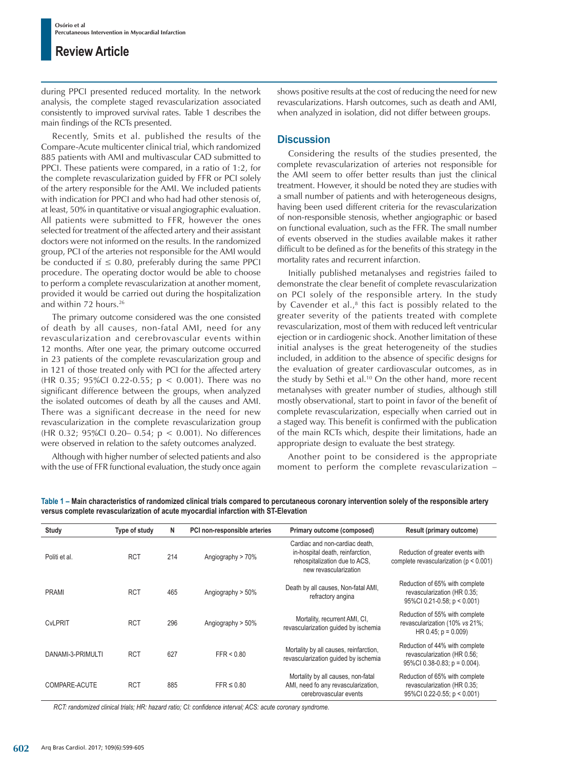during PPCI presented reduced mortality. In the network analysis, the complete staged revascularization associated consistently to improved survival rates. Table 1 describes the main findings of the RCTs presented.

Recently, Smits et al. published the results of the Compare-Acute multicenter clinical trial, which randomized 885 patients with AMI and multivascular CAD submitted to PPCI. These patients were compared, in a ratio of 1:2, for the complete revascularization guided by FFR or PCI solely of the artery responsible for the AMI. We included patients with indication for PPCI and who had had other stenosis of, at least, 50% in quantitative or visual angiographic evaluation. All patients were submitted to FFR, however the ones selected for treatment of the affected artery and their assistant doctors were not informed on the results. In the randomized group, PCI of the arteries not responsible for the AMI would be conducted if ≤ 0.80, preferably during the same PPCI procedure. The operating doctor would be able to choose to perform a complete revascularization at another moment, provided it would be carried out during the hospitalization and within 72 hours.[26]

The primary outcome considered was the one consisted of death by all causes, non-fatal AMI, need for any revascularization and cerebrovascular events within 12 months. After one year, the primary outcome occurred in 23 patients of the complete revascularization group and in 121 of those treated only with PCI for the affected artery (HR 0.35; 95%CI 0.22-0.55; $p < 0.001$). There was no significant difference between the groups, when analyzed the isolated outcomes of death by all the causes and AMI. There was a significant decrease in the need for new revascularization in the complete revascularization group (HR 0.32; 95%CI 0.20– 0.54; $p < 0.001$). No differences were observed in relation to the safety outcomes analyzed.

Although with higher number of selected patients and also with the use of FFR functional evaluation, the study once again shows positive results at the cost of reducing the need for new revascularizations. Harsh outcomes, such as death and AMI, when analyzed in isolation, did not differ between groups.

## Discussion

Considering the results of the studies presented, the complete revascularization of arteries not responsible for the AMI seem to offer better results than just the clinical treatment. However, it should be noted they are studies with a small number of patients and with heterogeneous designs, having been used different criteria for the revascularization of non-responsible stenosis, whether angiographic or based on functional evaluation, such as the FFR. The small number of events observed in the studies available makes it rather difficult to be defined as for the benefits of this strategy in the mortality rates and recurrent infarction.

Initially published metanalyses and registries failed to demonstrate the clear benefit of complete revascularization on PCI solely of the responsible artery. In the study by Cavender et al.,[8] this fact is possibly related to the greater severity of the patients treated with complete revascularization, most of them with reduced left ventricular ejection or in cardiogenic shock. Another limitation of these initial analyses is the great heterogeneity of the studies included, in addition to the absence of specific designs for the evaluation of greater cardiovascular outcomes, as in the study by Sethi et al.[10] On the other hand, more recent metanalyses with greater number of studies, although still mostly observational, start to point in favor of the benefit of complete revascularization, especially when carried out in a staged way. This benefit is confirmed with the publication of the main RCTs which, despite their limitations, had an appropriate design to evaluate the best strategy.

Another point to be considered is the appropriate moment to perform the complete revascularization –

**Table 1 – Main characteristics of randomized clinical trials compared to percutaneous coronary intervention solely of the responsible artery versus complete revascularization of acute myocardial infarction with ST-Elevation**

| Study | Type of study | N | PCI non-responsible arteries | Primary outcome (composed) | Result (primary outcome) |
|---|---|---|---|---|---|
| Politi et al. | RCT | 214 | Angiography > 70% | Cardiac and non-cardiac death, in-hospital death, reinfarction, rehospitalization due to ACS, new revascularization | Reduction of greater events with complete revascularization ($p < 0.001$) |
| PRAMI | RCT | 465 | Angiography > 50% | Death by all causes, Non-fatal AMI, refractory angina | Reduction of 65% with complete revascularization (HR 0.35; 95%CI 0.21-0.58; $p < 0.001$) |
| CvLPRIT | RCT | 296 | Angiography > 50% | Mortality, recurrent AMI, CI, revascularization guided by ischemia | Reduction of 55% with complete revascularization (10% *vs* 21%; HR 0.45; $p = 0.009$) |
| DANAMI-3-PRIMULTI | RCT | 627 | FFR < 0.80 | Mortality by all causes, reinfarction, revascularization guided by ischemia | Reduction of 44% with complete revascularization (HR 0.56; 95%CI 0.38-0.83; $p = 0.004$). |
| COMPARE-ACUTE | RCT | 885 | FFR ≤ 0.80 | Mortality by all causes, non-fatal AMI, need fo any revascularization, cerebrovascular events | Reduction of 65% with complete revascularization (HR 0.35; 95%CI 0.22-0.55; $p < 0.001$) |

*RCT: randomized clinical trials; HR: hazard ratio; CI: confidence interval; ACS: acute coronary syndrome.*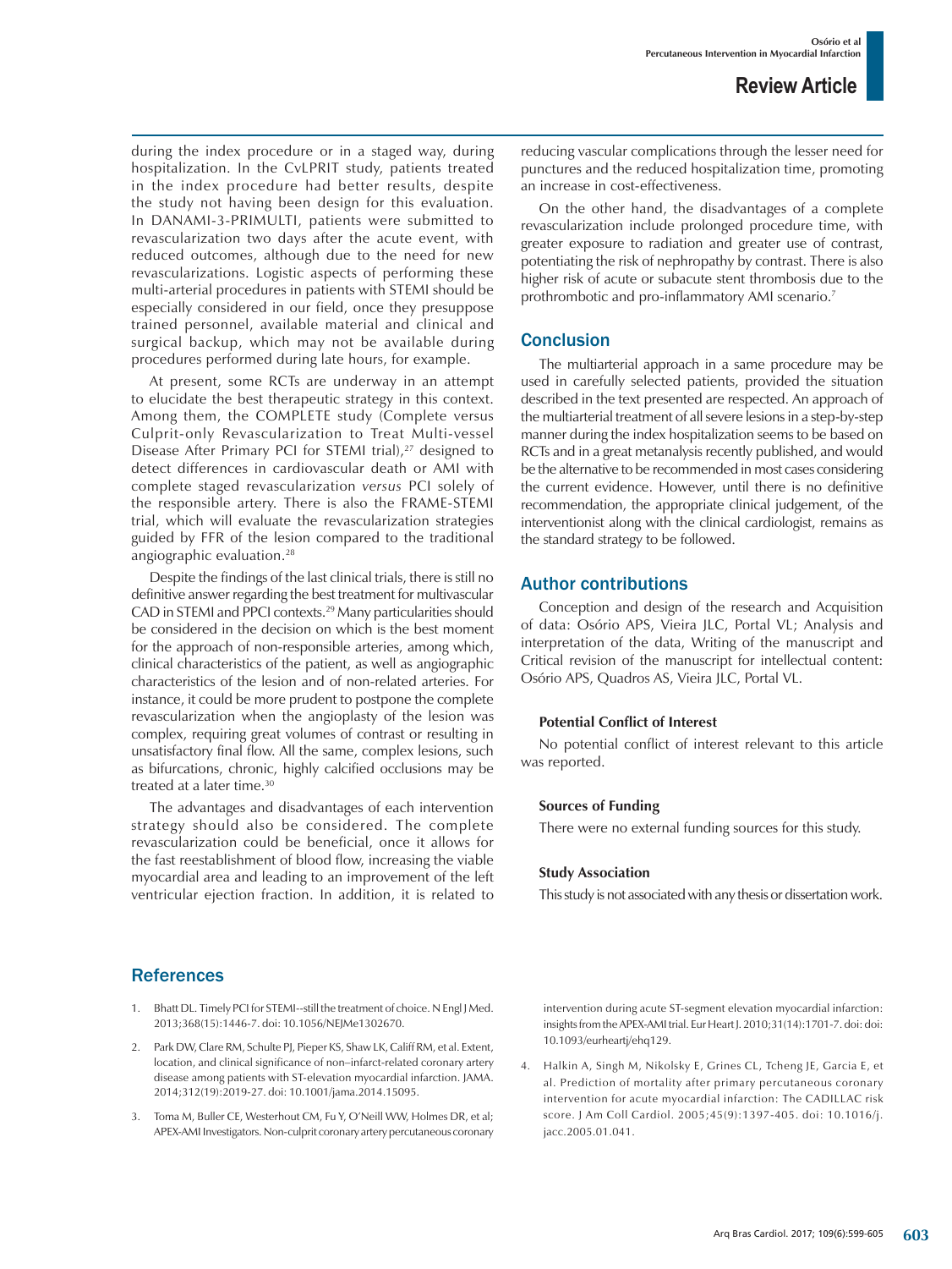during the index procedure or in a staged way, during hospitalization. In the CvLPRIT study, patients treated in the index procedure had better results, despite the study not having been design for this evaluation. In DANAMI-3-PRIMULTI, patients were submitted to revascularization two days after the acute event, with reduced outcomes, although due to the need for new revascularizations. Logistic aspects of performing these multi-arterial procedures in patients with STEMI should be especially considered in our field, once they presuppose trained personnel, available material and clinical and surgical backup, which may not be available during procedures performed during late hours, for example.

At present, some RCTs are underway in an attempt to elucidate the best therapeutic strategy in this context. Among them, the COMPLETE study (Complete versus Culprit-only Revascularization to Treat Multi-vessel Disease After Primary PCI for STEMI trial),[27] designed to detect differences in cardiovascular death or AMI with complete staged revascularization *versus* PCI solely of the responsible artery. There is also the FRAME-STEMI trial, which will evaluate the revascularization strategies guided by FFR of the lesion compared to the traditional angiographic evaluation.[28]

Despite the findings of the last clinical trials, there is still no definitive answer regarding the best treatment for multivascular CAD in STEMI and PPCI contexts.[29] Many particularities should be considered in the decision on which is the best moment for the approach of non-responsible arteries, among which, clinical characteristics of the patient, as well as angiographic characteristics of the lesion and of non-related arteries. For instance, it could be more prudent to postpone the complete revascularization when the angioplasty of the lesion was complex, requiring great volumes of contrast or resulting in unsatisfactory final flow. All the same, complex lesions, such as bifurcations, chronic, highly calcified occlusions may be treated at a later time.[30]

The advantages and disadvantages of each intervention strategy should also be considered. The complete revascularization could be beneficial, once it allows for the fast reestablishment of blood flow, increasing the viable myocardial area and leading to an improvement of the left ventricular ejection fraction. In addition, it is related to reducing vascular complications through the lesser need for punctures and the reduced hospitalization time, promoting an increase in cost-effectiveness.

On the other hand, the disadvantages of a complete revascularization include prolonged procedure time, with greater exposure to radiation and greater use of contrast, potentiating the risk of nephropathy by contrast. There is also higher risk of acute or subacute stent thrombosis due to the prothrombotic and pro-inflammatory AMI scenario.[7]

## Conclusion

The multiarterial approach in a same procedure may be used in carefully selected patients, provided the situation described in the text presented are respected. An approach of the multiarterial treatment of all severe lesions in a step-by-step manner during the index hospitalization seems to be based on RCTs and in a great metanalysis recently published, and would be the alternative to be recommended in most cases considering the current evidence. However, until there is no definitive recommendation, the appropriate clinical judgement, of the interventionist along with the clinical cardiologist, remains as the standard strategy to be followed.

## Author contributions

Conception and design of the research and Acquisition of data: Osório APS, Vieira JLC, Portal VL; Analysis and interpretation of the data, Writing of the manuscript and Critical revision of the manuscript for intellectual content: Osório APS, Quadros AS, Vieira JLC, Portal VL.

### Potential Conflict of Interest

No potential conflict of interest relevant to this article was reported.

### Sources of Funding

There were no external funding sources for this study.

### Study Association

This study is not associated with any thesis or dissertation work.

## References

1. Bhatt DL. Timely PCI for STEMI--still the treatment of choice. N Engl J Med. 2013;368(15):1446-7. doi: 10.1056/NEJMe1302670.
2. Park DW, Clare RM, Schulte PJ, Pieper KS, Shaw LK, Califf RM, et al. Extent, location, and clinical significance of non–infarct-related coronary artery disease among patients with ST-elevation myocardial infarction. JAMA. 2014;312(19):2019-27. doi: 10.1001/jama.2014.15095.
3. Toma M, Buller CE, Westerhout CM, Fu Y, O'Neill WW, Holmes DR, et al; APEX-AMI Investigators. Non-culprit coronary artery percutaneous coronary intervention during acute ST-segment elevation myocardial infarction: insights from the APEX-AMI trial. Eur Heart J. 2010;31(14):1701-7. doi: doi: 10.1093/eurheartj/ehq129.
4. Halkin A, Singh M, Nikolsky E, Grines CL, Tcheng JE, Garcia E, et al. Prediction of mortality after primary percutaneous coronary intervention for acute myocardial infarction: The CADILLAC risk score. J Am Coll Cardiol. 2005;45(9):1397-405. doi: 10.1016/j.jacc.2005.01.041.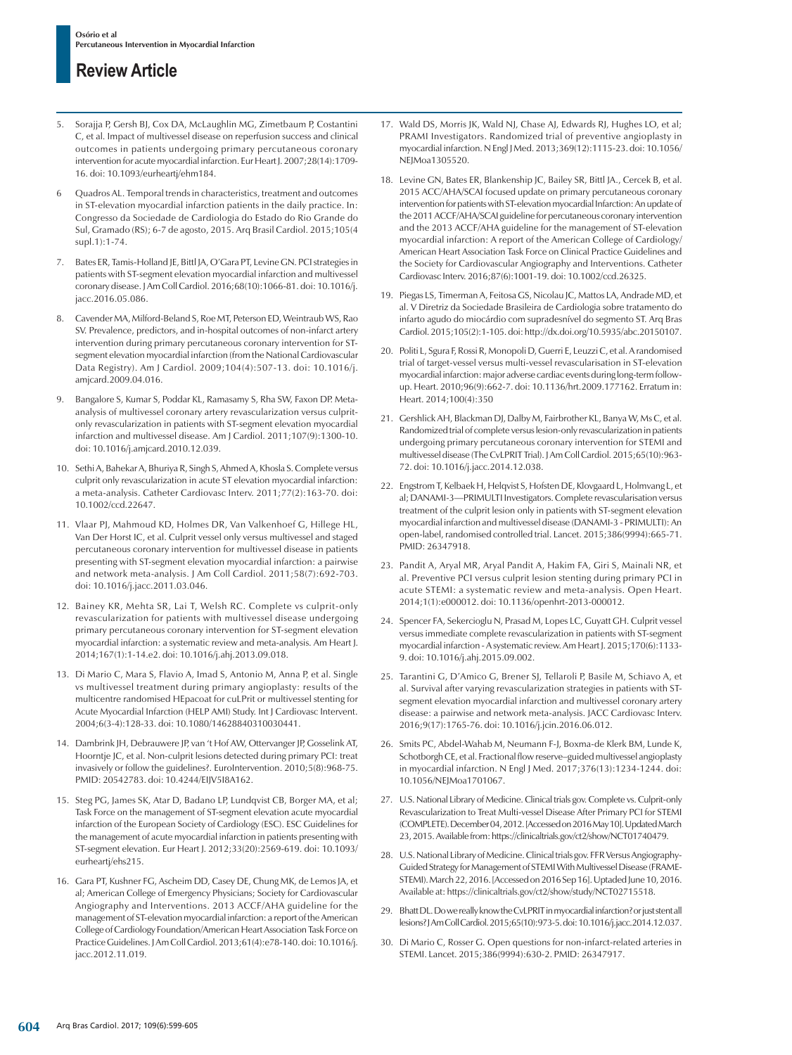5. Sorajja P, Gersh BJ, Cox DA, McLaughlin MG, Zimetbaum P, Costantini C, et al. Impact of multivessel disease on reperfusion success and clinical outcomes in patients undergoing primary percutaneous coronary intervention for acute myocardial infarction. Eur Heart J. 2007;28(14):1709-16. doi: 10.1093/eurheartj/ehm184.

6 Quadros AL. Temporal trends in characteristics, treatment and outcomes in ST-elevation myocardial infarction patients in the daily practice. In: Congresso da Sociedade de Cardiologia do Estado do Rio Grande do Sul, Gramado (RS); 6-7 de agosto, 2015. Arq Brasil Cardiol. 2015;105(4 supl.1):1-74.

7. Bates ER, Tamis-Holland JE, Bittl JA, O'Gara PT, Levine GN. PCI strategies in patients with ST-segment elevation myocardial infarction and multivessel coronary disease. J Am Coll Cardiol. 2016;68(10):1066-81. doi: 10.1016/j.jacc.2016.05.086.

8. Cavender MA, Milford-Beland S, Roe MT, Peterson ED, Weintraub WS, Rao SV. Prevalence, predictors, and in-hospital outcomes of non-infarct artery intervention during primary percutaneous coronary intervention for ST-segment elevation myocardial infarction (from the National Cardiovascular Data Registry). Am J Cardiol. 2009;104(4):507-13. doi: 10.1016/j.amjcard.2009.04.016.

9. Bangalore S, Kumar S, Poddar KL, Ramasamy S, Rha SW, Faxon DP. Meta-analysis of multivessel coronary artery revascularization versus culprit-only revascularization in patients with ST-segment elevation myocardial infarction and multivessel disease. Am J Cardiol. 2011;107(9):1300-10. doi: 10.1016/j.amjcard.2010.12.039.

10. Sethi A, Bahekar A, Bhuriya R, Singh S, Ahmed A, Khosla S. Complete versus culprit only revascularization in acute ST elevation myocardial infarction: a meta-analysis. Catheter Cardiovasc Interv. 2011;77(2):163-70. doi: 10.1002/ccd.22647.

11. Vlaar PJ, Mahmoud KD, Holmes DR, Van Valkenhoef G, Hillege HL, Van Der Horst IC, et al. Culprit vessel only versus multivessel and staged percutaneous coronary intervention for multivessel disease in patients presenting with ST-segment elevation myocardial infarction: a pairwise and network meta-analysis. J Am Coll Cardiol. 2011;58(7):692-703. doi: 10.1016/j.jacc.2011.03.046.

12. Bainey KR, Mehta SR, Lai T, Welsh RC. Complete vs culprit-only revascularization for patients with multivessel disease undergoing primary percutaneous coronary intervention for ST-segment elevation myocardial infarction: a systematic review and meta-analysis. Am Heart J. 2014;167(1):1-14.e2. doi: 10.1016/j.ahj.2013.09.018.

13. Di Mario C, Mara S, Flavio A, Imad S, Antonio M, Anna P, et al. Single vs multivessel treatment during primary angioplasty: results of the multicentre randomised HEpacoat for cuLPrit or multivessel stenting for Acute Myocardial Infarction (HELP AMI) Study. Int J Cardiovasc Intervent. 2004;6(3-4):128-33. doi: 10.1080/14628840310030441.

14. Dambrink JH, Debrauwere JP, van 't Hof AW, Ottervanger JP, Gosselink AT, Hoorntje JC, et al. Non-culprit lesions detected during primary PCI: treat invasively or follow the guidelines?. EuroIntervention. 2010;5(8):968-75. PMID: 20542783. doi: 10.4244/EIJV5I8A162.

15. Steg PG, James SK, Atar D, Badano LP, Lundqvist CB, Borger MA, et al; Task Force on the management of ST-segment elevation acute myocardial infarction of the European Society of Cardiology (ESC). ESC Guidelines for the management of acute myocardial infarction in patients presenting with ST-segment elevation. Eur Heart J. 2012;33(20):2569-619. doi: 10.1093/eurheartj/ehs215.

16. Gara PT, Kushner FG, Ascheim DD, Casey DE, Chung MK, de Lemos JA, et al; American College of Emergency Physicians; Society for Cardiovascular Angiography and Interventions. 2013 ACCF/AHA guideline for the management of ST-elevation myocardial infarction: a report of the American College of Cardiology Foundation/American Heart Association Task Force on Practice Guidelines. J Am Coll Cardiol. 2013;61(4):e78-140. doi: 10.1016/j.jacc.2012.11.019.

17. Wald DS, Morris JK, Wald NJ, Chase AJ, Edwards RJ, Hughes LO, et al; PRAMI Investigators. Randomized trial of preventive angioplasty in myocardial infarction. N Engl J Med. 2013;369(12):1115-23. doi: 10.1056/NEJMoa1305520.

18. Levine GN, Bates ER, Blankenship JC, Bailey SR, Bittl JA., Cercek B, et al. 2015 ACC/AHA/SCAI focused update on primary percutaneous coronary intervention for patients with ST-elevation myocardial Infarction: An update of the 2011 ACCF/AHA/SCAI guideline for percutaneous coronary intervention and the 2013 ACCF/AHA guideline for the management of ST-elevation myocardial infarction: A report of the American College of Cardiology/American Heart Association Task Force on Clinical Practice Guidelines and the Society for Cardiovascular Angiography and Interventions. Catheter Cardiovasc Interv. 2016;87(6):1001-19. doi: 10.1002/ccd.26325.

19. Piegas LS, Timerman A, Feitosa GS, Nicolau JC, Mattos LA, Andrade MD, et al. V Diretriz da Sociedade Brasileira de Cardiologia sobre tratamento do infarto agudo do miocárdio com supradesnível do segmento ST. Arq Bras Cardiol. 2015;105(2):1-105. doi: http://dx.doi.org/10.5935/abc.20150107.

20. Politi L, Sgura F, Rossi R, Monopoli D, Guerri E, Leuzzi C, et al. A randomised trial of target-vessel versus multi-vessel revascularisation in ST-elevation myocardial infarction: major adverse cardiac events during long-term follow-up. Heart. 2010;96(9):662-7. doi: 10.1136/hrt.2009.177162. Erratum in: Heart. 2014;100(4):350

21. Gershlick AH, Blackman DJ, Dalby M, Fairbrother KL, Banya W, Ms C, et al. Randomized trial of complete versus lesion-only revascularization in patients undergoing primary percutaneous coronary intervention for STEMI and multivessel disease (The CvLPRIT Trial). J Am Coll Cardiol. 2015;65(10):963-72. doi: 10.1016/j.jacc.2014.12.038.

22. Engstrom T, Kelbaek H, Helqvist S, Hofsten DE, Klovgaard L, Holmvang L, et al; DANAMI-3—PRIMULTI Investigators. Complete revascularisation versus treatment of the culprit lesion only in patients with ST-segment elevation myocardial infarction and multivessel disease (DANAMI-3 - PRIMULTI): An open-label, randomised controlled trial. Lancet. 2015;386(9994):665-71. PMID: 26347918.

23. Pandit A, Aryal MR, Aryal Pandit A, Hakim FA, Giri S, Mainali NR, et al. Preventive PCI versus culprit lesion stenting during primary PCI in acute STEMI: a systematic review and meta-analysis. Open Heart. 2014;1(1):e000012. doi: 10.1136/openhrt-2013-000012.

24. Spencer FA, Sekercioglu N, Prasad M, Lopes LC, Guyatt GH. Culprit vessel versus immediate complete revascularization in patients with ST-segment myocardial infarction - A systematic review. Am Heart J. 2015;170(6):1133-9. doi: 10.1016/j.ahj.2015.09.002.

25. Tarantini G, D'Amico G, Brener SJ, Tellaroli P, Basile M, Schiavo A, et al. Survival after varying revascularization strategies in patients with ST-segment elevation myocardial infarction and multivessel coronary artery disease: a pairwise and network meta-analysis. JACC Cardiovasc Interv. 2016;9(17):1765-76. doi: 10.1016/j.jcin.2016.06.012.

26. Smits PC, Abdel-Wahab M, Neumann F-J, Boxma-de Klerk BM, Lunde K, Schotborgh CE, et al. Fractional flow reserve–guided multivessel angioplasty in myocardial infarction. N Engl J Med. 2017;376(13):1234-1244. doi: 10.1056/NEJMoa1701067.

27. U.S. National Library of Medicine. Clinical trials gov. Complete vs. Culprit-only Revascularization to Treat Multi-vessel Disease After Primary PCI for STEMI (COMPLETE). December 04, 2012. [Accessed on 2016 May 10]. Updated March 23, 2015. Available from: https://clinicaltrials.gov/ct2/show/NCT01740479.

28. U.S. National Library of Medicine. Clinical trials gov. FFR Versus Angiography-Guided Strategy for Management of STEMI With Multivessel Disease (FRAME-STEMI). March 22, 2016. [Accessed on 2016 Sep 16]. Uptaded June 10, 2016. Available at: https://clinicaltrials.gov/ct2/show/study/NCT02715518.

29. Bhatt DL. Do we really know the CvLPRIT in myocardial infarction? or just stent all lesions? J Am Coll Cardiol. 2015;65(10):973-5. doi: 10.1016/j.jacc.2014.12.037.

30. Di Mario C, Rosser G. Open questions for non-infarct-related arteries in STEMI. Lancet. 2015;386(9994):630-2. PMID: 26347917.